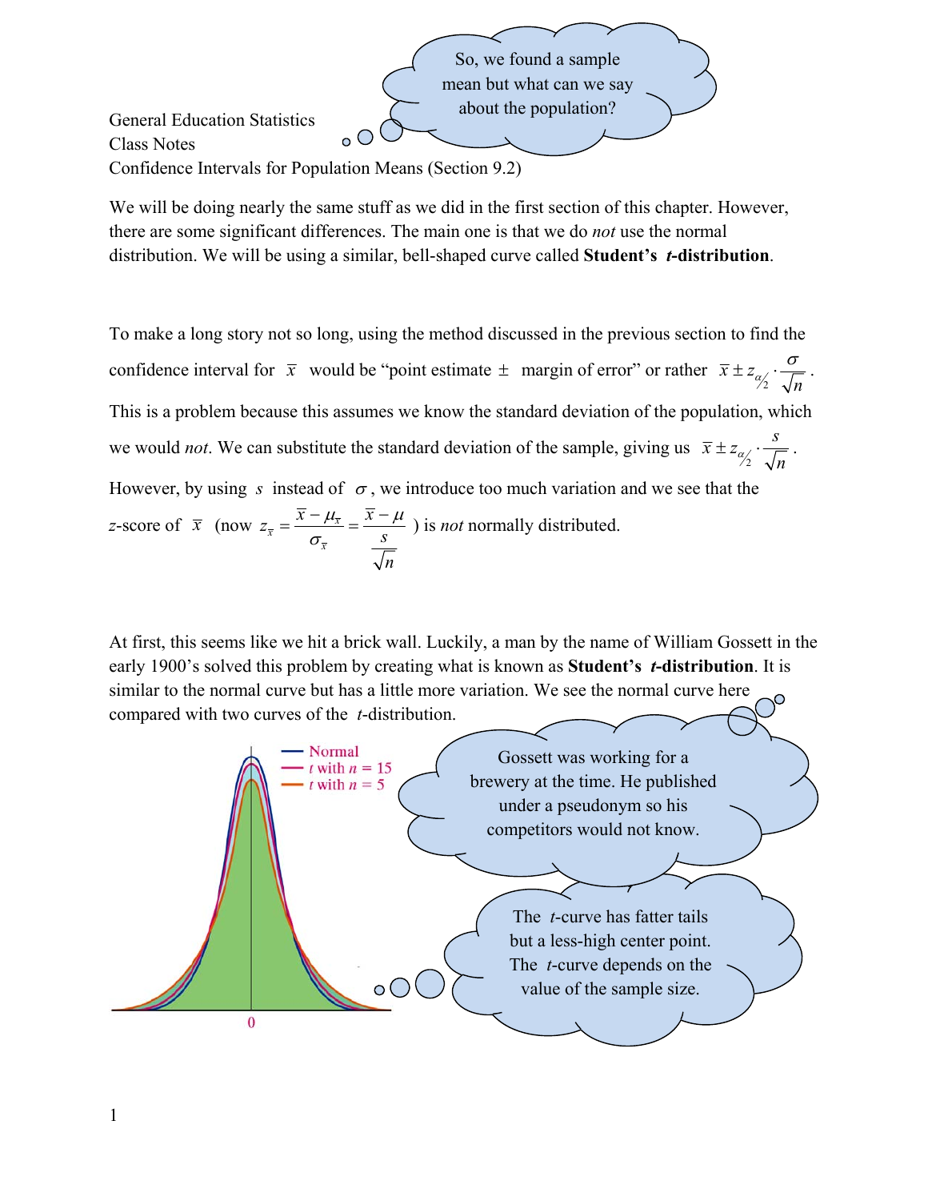So, we found a sample mean but what can we say about the population?

General Education Statistics
Class Notes
Confidence Intervals for Population Means (Section 9.2)

We will be doing nearly the same stuff as we did in the first section of this chapter. However, there are some significant differences. The main one is that we do *not* use the normal distribution. We will be using a similar, bell-shaped curve called **Student's $t$-distribution**.

To make a long story not so long, using the method discussed in the previous section to find the confidence interval for $\bar{x}$ would be "point estimate ± margin of error" or rather $\bar{x} \pm z_{\alpha/2} \cdot \frac{\sigma}{\sqrt{n}}$. This is a problem because this assumes we know the standard deviation of the population, which we would *not*. We can substitute the standard deviation of the sample, giving us $\bar{x} \pm z_{\alpha/2} \cdot \frac{s}{\sqrt{n}}$. However, by using $s$ instead of $\sigma$, we introduce too much variation and we see that the $z$-score of $\bar{x}$ (now $z_{\bar{x}} = \frac{\bar{x} - \mu_{\bar{x}}}{\sigma_{\bar{x}}} = \frac{\bar{x} - \mu}{\frac{s}{\sqrt{n}}}$) is *not* normally distributed.

At first, this seems like we hit a brick wall. Luckily, a man by the name of William Gossett in the early 1900's solved this problem by creating what is known as **Student's $t$-distribution**. It is similar to the normal curve but has a little more variation. We see the normal curve here compared with two curves of the $t$-distribution.

Normal
$t$ with $n$ = 15
$t$ with $n$ = 5

0

Gossett was working for a brewery at the time. He published under a pseudonym so his competitors would not know.

The $t$-curve has fatter tails but a less-high center point. The $t$-curve depends on the value of the sample size.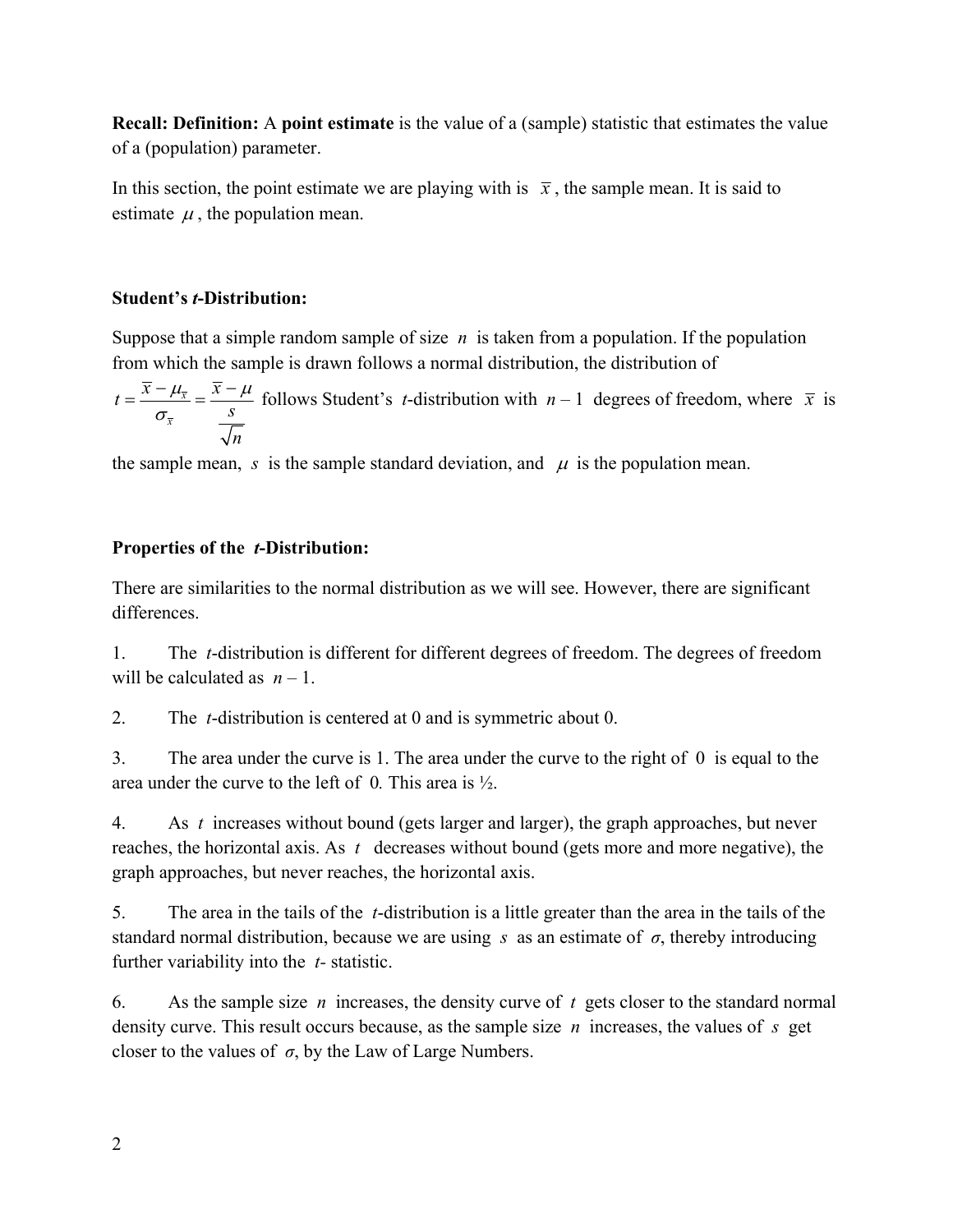**Recall: Definition:** A **point estimate** is the value of a (sample) statistic that estimates the value of a (population) parameter.

In this section, the point estimate we are playing with is $\bar{x}$, the sample mean. It is said to estimate $\mu$, the population mean.

**Student's *t*-Distribution:**

Suppose that a simple random sample of size $n$ is taken from a population. If the population from which the sample is drawn follows a normal distribution, the distribution of $t = \frac{\bar{x} - \mu_{\bar{x}}}{\sigma_{\bar{x}}} = \frac{\bar{x} - \mu}{\frac{s}{\sqrt{n}}}$ follows Student's *t*-distribution with $n - 1$ degrees of freedom, where $\bar{x}$ is the sample mean, $s$ is the sample standard deviation, and $\mu$ is the population mean.

**Properties of the *t*-Distribution:**

There are similarities to the normal distribution as we will see. However, there are significant differences.

1. The *t*-distribution is different for different degrees of freedom. The degrees of freedom will be calculated as $n - 1$.

2. The *t*-distribution is centered at 0 and is symmetric about 0.

3. The area under the curve is 1. The area under the curve to the right of 0 is equal to the area under the curve to the left of 0. This area is ½.

4. As $t$ increases without bound (gets larger and larger), the graph approaches, but never reaches, the horizontal axis. As $t$ decreases without bound (gets more and more negative), the graph approaches, but never reaches, the horizontal axis.

5. The area in the tails of the *t*-distribution is a little greater than the area in the tails of the standard normal distribution, because we are using $s$ as an estimate of $\sigma$, thereby introducing further variability into the *t*- statistic.

6. As the sample size $n$ increases, the density curve of $t$ gets closer to the standard normal density curve. This result occurs because, as the sample size $n$ increases, the values of $s$ get closer to the values of $\sigma$, by the Law of Large Numbers.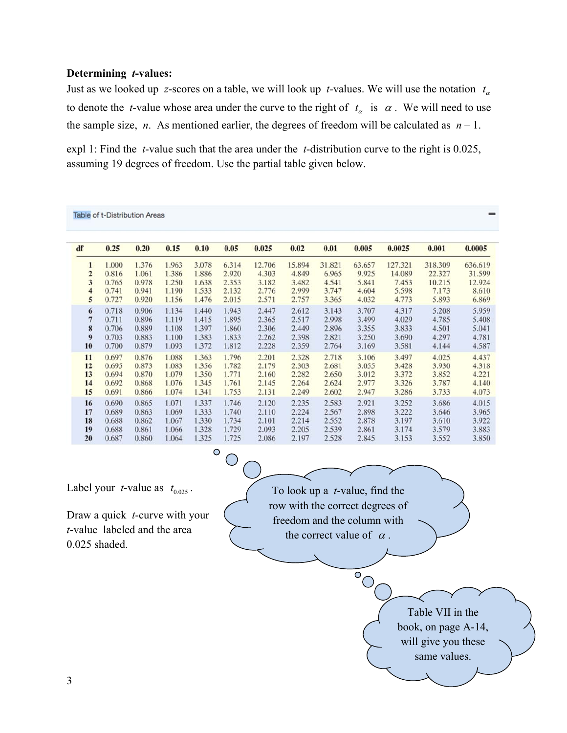**Determining *t*-values:**

Just as we looked up *z*-scores on a table, we will look up *t*-values. We will use the notation $t_\alpha$ to denote the *t*-value whose area under the curve to the right of $t_\alpha$ is $\alpha$. We will need to use the sample size, $n$. As mentioned earlier, the degrees of freedom will be calculated as $n - 1$.

expl 1: Find the *t*-value such that the area under the *t*-distribution curve to the right is 0.025, assuming 19 degrees of freedom. Use the partial table given below.

Table of t-Distribution Areas

| df | 0.25 | 0.20 | 0.15 | 0.10 | 0.05 | 0.025 | 0.02 | 0.01 | 0.005 | 0.0025 | 0.001 | 0.0005 |
|---|---|---|---|---|---|---|---|---|---|---|---|---|
| 1 | 1.000 | 1.376 | 1.963 | 3.078 | 6.314 | 12.706 | 15.894 | 31.821 | 63.657 | 127.321 | 318.309 | 636.619 |
| 2 | 0.816 | 1.061 | 1.386 | 1.886 | 2.920 | 4.303 | 4.849 | 6.965 | 9.925 | 14.089 | 22.327 | 31.599 |
| 3 | 0.765 | 0.978 | 1.250 | 1.638 | 2.353 | 3.182 | 3.482 | 4.541 | 5.841 | 7.453 | 10.215 | 12.924 |
| 4 | 0.741 | 0.941 | 1.190 | 1.533 | 2.132 | 2.776 | 2.999 | 3.747 | 4.604 | 5.598 | 7.173 | 8.610 |
| 5 | 0.727 | 0.920 | 1.156 | 1.476 | 2.015 | 2.571 | 2.757 | 3.365 | 4.032 | 4.773 | 5.893 | 6.869 |
| 6 | 0.718 | 0.906 | 1.134 | 1.440 | 1.943 | 2.447 | 2.612 | 3.143 | 3.707 | 4.317 | 5.208 | 5.959 |
| 7 | 0.711 | 0.896 | 1.119 | 1.415 | 1.895 | 2.365 | 2.517 | 2.998 | 3.499 | 4.029 | 4.785 | 5.408 |
| 8 | 0.706 | 0.889 | 1.108 | 1.397 | 1.860 | 2.306 | 2.449 | 2.896 | 3.355 | 3.833 | 4.501 | 5.041 |
| 9 | 0.703 | 0.883 | 1.100 | 1.383 | 1.833 | 2.262 | 2.398 | 2.821 | 3.250 | 3.690 | 4.297 | 4.781 |
| 10 | 0.700 | 0.879 | 1.093 | 1.372 | 1.812 | 2.228 | 2.359 | 2.764 | 3.169 | 3.581 | 4.144 | 4.587 |
| 11 | 0.697 | 0.876 | 1.088 | 1.363 | 1.796 | 2.201 | 2.328 | 2.718 | 3.106 | 3.497 | 4.025 | 4.437 |
| 12 | 0.695 | 0.873 | 1.083 | 1.356 | 1.782 | 2.179 | 2.303 | 2.681 | 3.055 | 3.428 | 3.930 | 4.318 |
| 13 | 0.694 | 0.870 | 1.079 | 1.350 | 1.771 | 2.160 | 2.282 | 2.650 | 3.012 | 3.372 | 3.852 | 4.221 |
| 14 | 0.692 | 0.868 | 1.076 | 1.345 | 1.761 | 2.145 | 2.264 | 2.624 | 2.977 | 3.326 | 3.787 | 4.140 |
| 15 | 0.691 | 0.866 | 1.074 | 1.341 | 1.753 | 2.131 | 2.249 | 2.602 | 2.947 | 3.286 | 3.733 | 4.073 |
| 16 | 0.690 | 0.865 | 1.071 | 1.337 | 1.746 | 2.120 | 2.235 | 2.583 | 2.921 | 3.252 | 3.686 | 4.015 |
| 17 | 0.689 | 0.863 | 1.069 | 1.333 | 1.740 | 2.110 | 2.224 | 2.567 | 2.898 | 3.222 | 3.646 | 3.965 |
| 18 | 0.688 | 0.862 | 1.067 | 1.330 | 1.734 | 2.101 | 2.214 | 2.552 | 2.878 | 3.197 | 3.610 | 3.922 |
| 19 | 0.688 | 0.861 | 1.066 | 1.328 | 1.729 | 2.093 | 2.205 | 2.539 | 2.861 | 3.174 | 3.579 | 3.883 |
| 20 | 0.687 | 0.860 | 1.064 | 1.325 | 1.725 | 2.086 | 2.197 | 2.528 | 2.845 | 3.153 | 3.552 | 3.850 |

Label your *t*-value as $t_{0.025}$.

Draw a quick *t*-curve with your *t*-value labeled and the area 0.025 shaded.

To look up a *t*-value, find the row with the correct degrees of freedom and the column with the correct value of $\alpha$.

Table VII in the book, on page A-14, will give you these same values.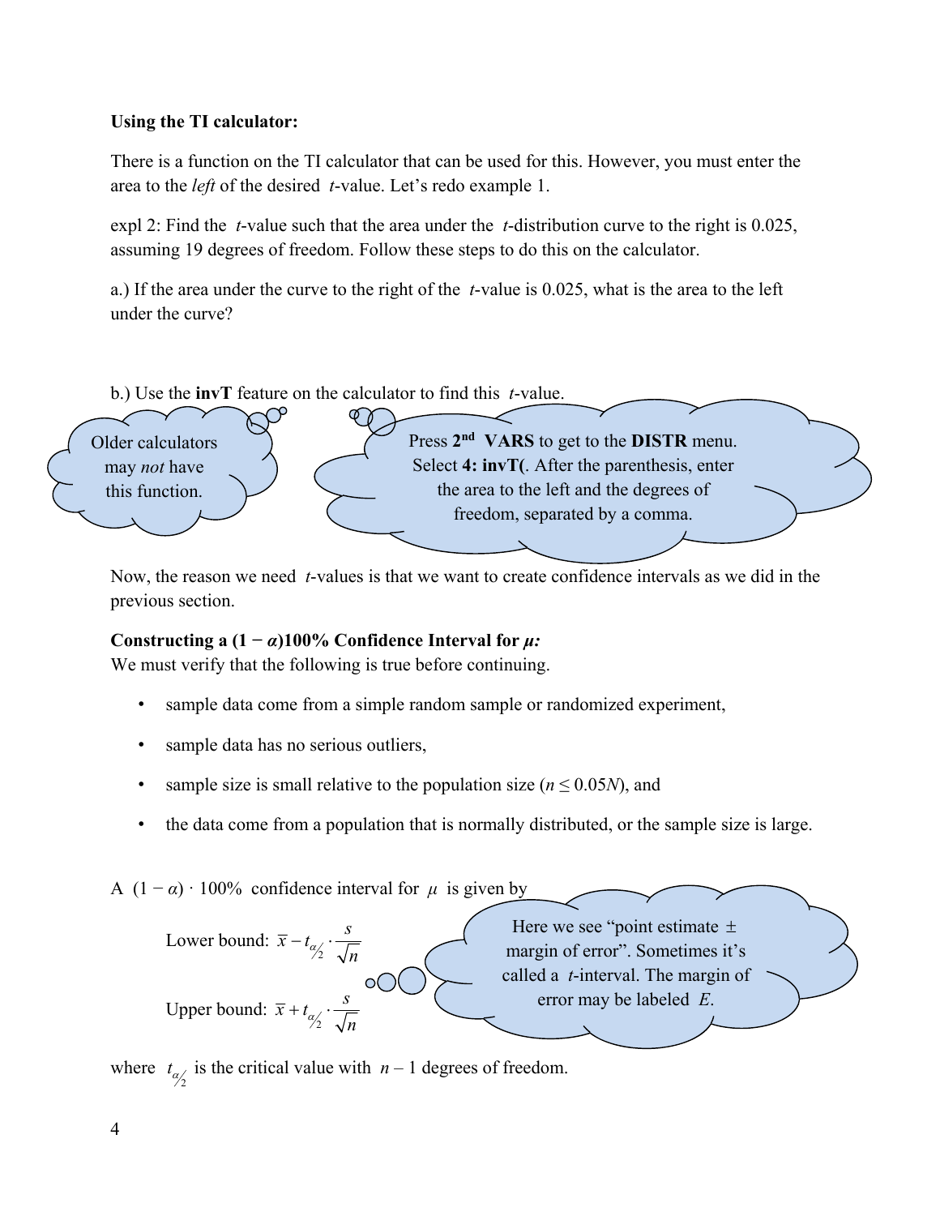**Using the TI calculator:**

There is a function on the TI calculator that can be used for this. However, you must enter the area to the *left* of the desired $t$-value. Let's redo example 1.

expl 2: Find the $t$-value such that the area under the $t$-distribution curve to the right is 0.025, assuming 19 degrees of freedom. Follow these steps to do this on the calculator.

a.) If the area under the curve to the right of the $t$-value is 0.025, what is the area to the left under the curve?

b.) Use the **invT** feature on the calculator to find this $t$-value.

Older calculators may *not* have this function.

Press **2nd VARS** to get to the **DISTR** menu. Select **4: invT(**. After the parenthesis, enter the area to the left and the degrees of freedom, separated by a comma.

Now, the reason we need $t$-values is that we want to create confidence intervals as we did in the previous section.

**Constructing a $(1 - \alpha)100\%$ Confidence Interval for $\mu$:**

We must verify that the following is true before continuing.

- sample data come from a simple random sample or randomized experiment,
- sample data has no serious outliers,
- sample size is small relative to the population size ($n \leq 0.05N$), and
- the data come from a population that is normally distributed, or the sample size is large.

A $(1 - \alpha) \cdot 100\%$ confidence interval for $\mu$ is given by

Lower bound: $\bar{x} - t_{\alpha/2} \cdot \dfrac{s}{\sqrt{n}}$

Upper bound: $\bar{x} + t_{\alpha/2} \cdot \dfrac{s}{\sqrt{n}}$

Here we see "point estimate $\pm$ margin of error". Sometimes it's called a $t$-interval. The margin of error may be labeled $E$.

where $t_{\alpha/2}$ is the critical value with $n - 1$ degrees of freedom.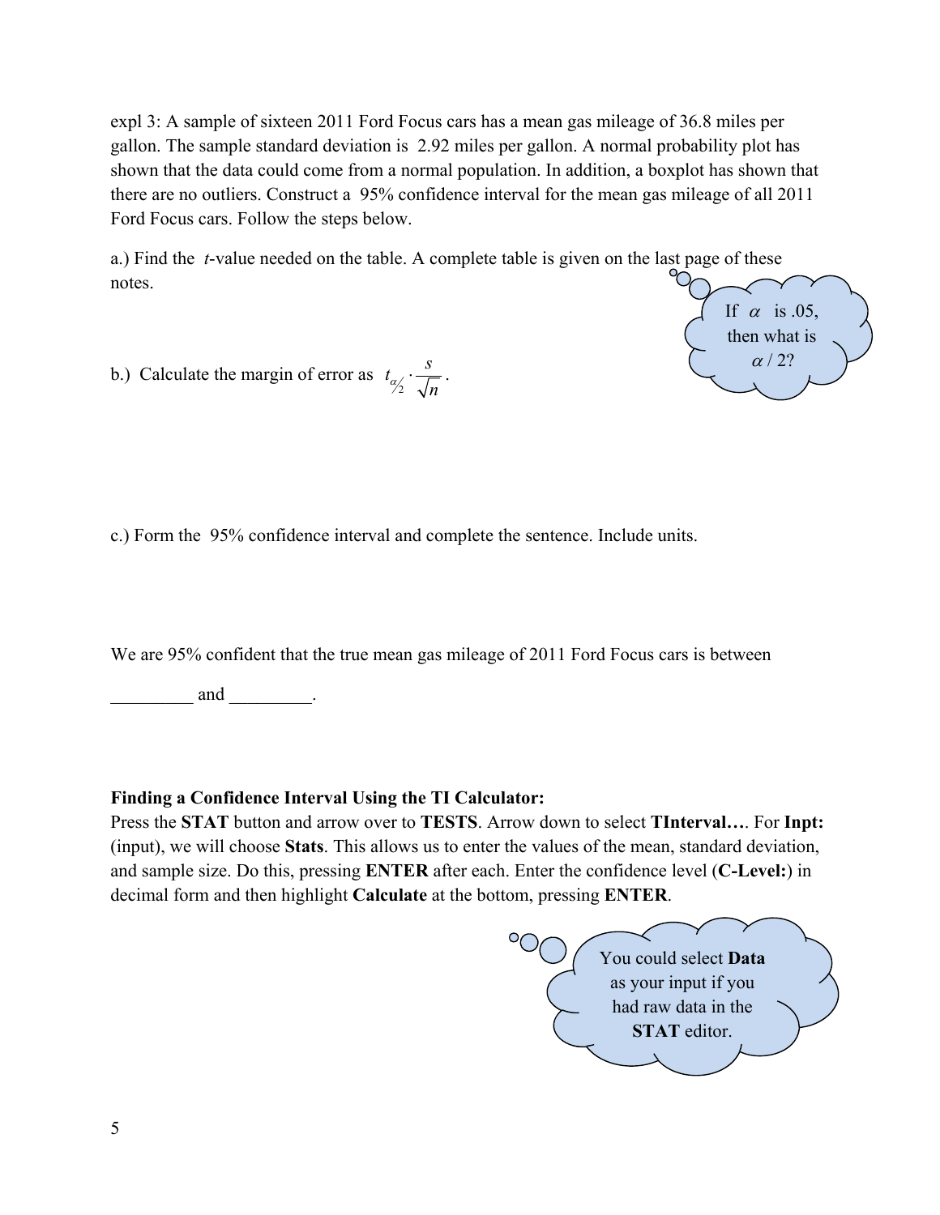expl 3: A sample of sixteen 2011 Ford Focus cars has a mean gas mileage of 36.8 miles per gallon. The sample standard deviation is 2.92 miles per gallon. A normal probability plot has shown that the data could come from a normal population. In addition, a boxplot has shown that there are no outliers. Construct a 95% confidence interval for the mean gas mileage of all 2011 Ford Focus cars. Follow the steps below.

a.) Find the *t*-value needed on the table. A complete table is given on the last page of these notes.

If $\alpha$ is .05, then what is $\alpha / 2$?

b.) Calculate the margin of error as $t_{\alpha/2} \cdot \frac{s}{\sqrt{n}}$.

c.) Form the 95% confidence interval and complete the sentence. Include units.

We are 95% confident that the true mean gas mileage of 2011 Ford Focus cars is between

_________ and _________.

**Finding a Confidence Interval Using the TI Calculator:**

Press the **STAT** button and arrow over to **TESTS**. Arrow down to select **TInterval…**. For **Inpt:** (input), we will choose **Stats**. This allows us to enter the values of the mean, standard deviation, and sample size. Do this, pressing **ENTER** after each. Enter the confidence level (**C-Level:**) in decimal form and then highlight **Calculate** at the bottom, pressing **ENTER**.

You could select **Data** as your input if you had raw data in the **STAT** editor.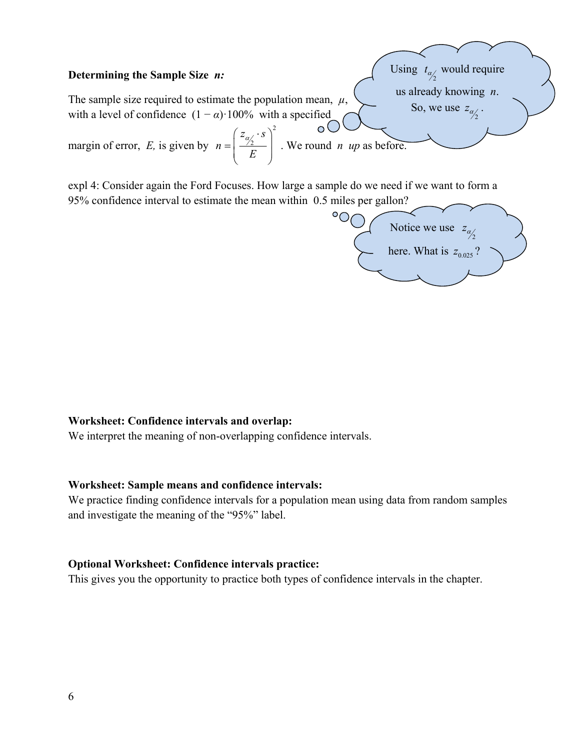**Determining the Sample Size** ***n:***

The sample size required to estimate the population mean, $\mu$, with a level of confidence $(1 - \alpha)\cdot 100\%$ with a specified margin of error, $E$, is given by $n = \left( \dfrac{z_{\alpha/2} \cdot s}{E} \right)^2$. We round $n$ *up* as before.

Using $t_{\alpha/2}$ would require us already knowing $n$. So, we use $z_{\alpha/2}$.

expl 4: Consider again the Ford Focuses. How large a sample do we need if we want to form a 95% confidence interval to estimate the mean within 0.5 miles per gallon?

Notice we use $z_{\alpha/2}$ here. What is $z_{0.025}$?

**Worksheet: Confidence intervals and overlap:**
We interpret the meaning of non-overlapping confidence intervals.

**Worksheet: Sample means and confidence intervals:**
We practice finding confidence intervals for a population mean using data from random samples and investigate the meaning of the "95%" label.

**Optional Worksheet: Confidence intervals practice:**
This gives you the opportunity to practice both types of confidence intervals in the chapter.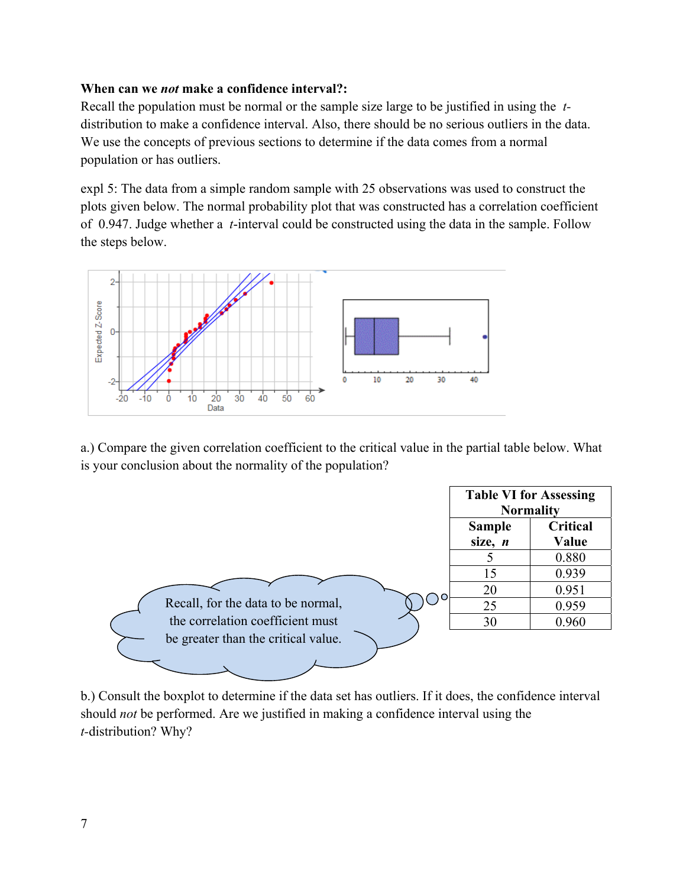**When can we *not* make a confidence interval?:**
Recall the population must be normal or the sample size large to be justified in using the $t$-distribution to make a confidence interval. Also, there should be no serious outliers in the data. We use the concepts of previous sections to determine if the data comes from a normal population or has outliers.

expl 5: The data from a simple random sample with 25 observations was used to construct the plots given below. The normal probability plot that was constructed has a correlation coefficient of 0.947. Judge whether a $t$-interval could be constructed using the data in the sample. Follow the steps below.

a.) Compare the given correlation coefficient to the critical value in the partial table below. What is your conclusion about the normality of the population?

| **Table VI for Assessing Normality** | |
|---|---|
| **Sample size, *n*** | **Critical Value** |
| 5 | 0.880 |
| 15 | 0.939 |
| 20 | 0.951 |
| 25 | 0.959 |
| 30 | 0.960 |

Recall, for the data to be normal, the correlation coefficient must be greater than the critical value.

b.) Consult the boxplot to determine if the data set has outliers. If it does, the confidence interval should *not* be performed. Are we justified in making a confidence interval using the $t$-distribution? Why?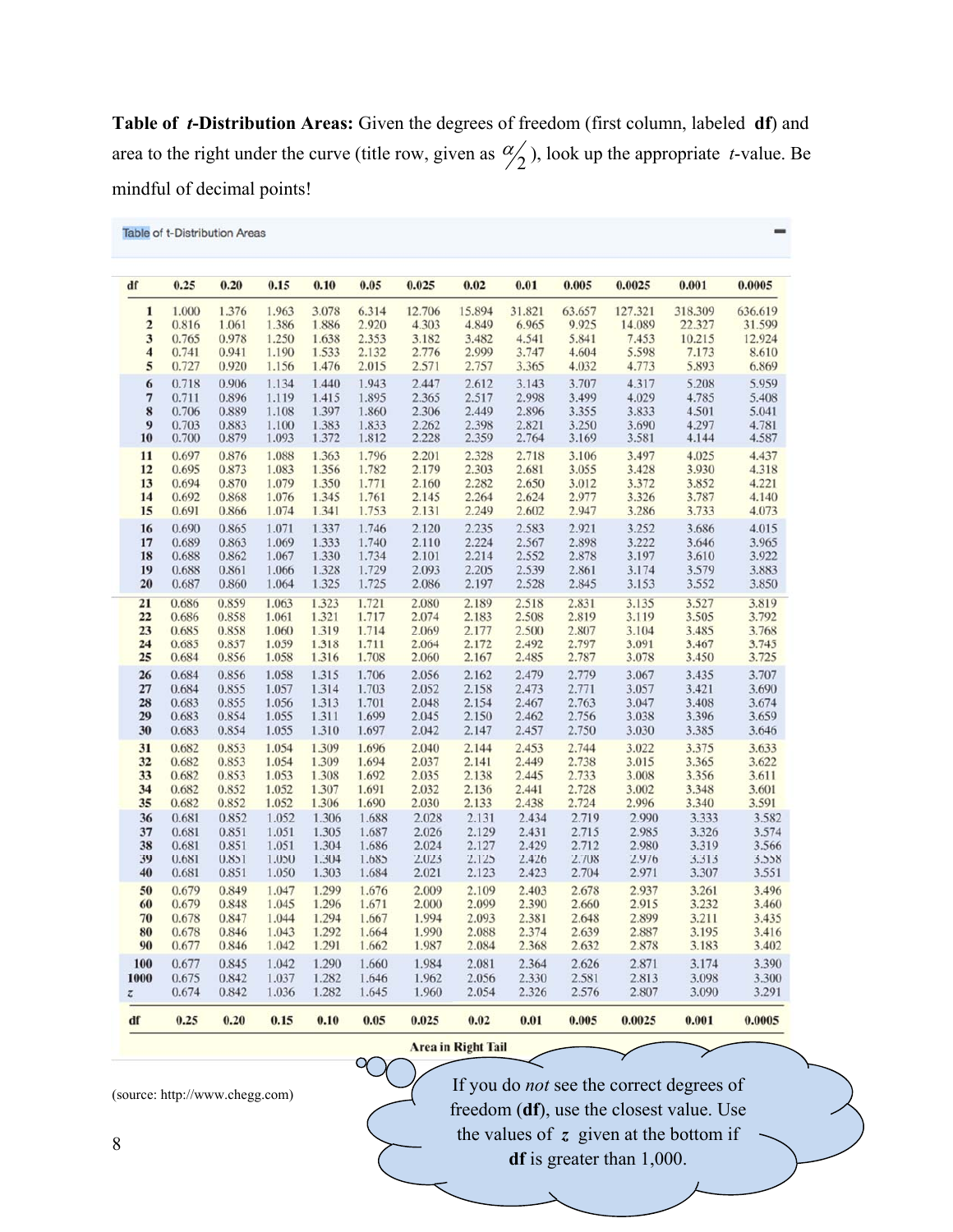**Table of *t*-Distribution Areas:** Given the degrees of freedom (first column, labeled **df**) and area to the right under the curve (title row, given as $\alpha/2$), look up the appropriate *t*-value. Be mindful of decimal points!

Table of t-Distribution Areas

| df | 0.25 | 0.20 | 0.15 | 0.10 | 0.05 | 0.025 | 0.02 | 0.01 | 0.005 | 0.0025 | 0.001 | 0.0005 |
|---|---|---|---|---|---|---|---|---|---|---|---|---|
| 1 | 1.000 | 1.376 | 1.963 | 3.078 | 6.314 | 12.706 | 15.894 | 31.821 | 63.657 | 127.321 | 318.309 | 636.619 |
| 2 | 0.816 | 1.061 | 1.386 | 1.886 | 2.920 | 4.303 | 4.849 | 6.965 | 9.925 | 14.089 | 22.327 | 31.599 |
| 3 | 0.765 | 0.978 | 1.250 | 1.638 | 2.353 | 3.182 | 3.482 | 4.541 | 5.841 | 7.453 | 10.215 | 12.924 |
| 4 | 0.741 | 0.941 | 1.190 | 1.533 | 2.132 | 2.776 | 2.999 | 3.747 | 4.604 | 5.598 | 7.173 | 8.610 |
| 5 | 0.727 | 0.920 | 1.156 | 1.476 | 2.015 | 2.571 | 2.757 | 3.365 | 4.032 | 4.773 | 5.893 | 6.869 |
| 6 | 0.718 | 0.906 | 1.134 | 1.440 | 1.943 | 2.447 | 2.612 | 3.143 | 3.707 | 4.317 | 5.208 | 5.959 |
| 7 | 0.711 | 0.896 | 1.119 | 1.415 | 1.895 | 2.365 | 2.517 | 2.998 | 3.499 | 4.029 | 4.785 | 5.408 |
| 8 | 0.706 | 0.889 | 1.108 | 1.397 | 1.860 | 2.306 | 2.449 | 2.896 | 3.355 | 3.833 | 4.501 | 5.041 |
| 9 | 0.703 | 0.883 | 1.100 | 1.383 | 1.833 | 2.262 | 2.398 | 2.821 | 3.250 | 3.690 | 4.297 | 4.781 |
| 10 | 0.700 | 0.879 | 1.093 | 1.372 | 1.812 | 2.228 | 2.359 | 2.764 | 3.169 | 3.581 | 4.144 | 4.587 |
| 11 | 0.697 | 0.876 | 1.088 | 1.363 | 1.796 | 2.201 | 2.328 | 2.718 | 3.106 | 3.497 | 4.025 | 4.437 |
| 12 | 0.695 | 0.873 | 1.083 | 1.356 | 1.782 | 2.179 | 2.303 | 2.681 | 3.055 | 3.428 | 3.930 | 4.318 |
| 13 | 0.694 | 0.870 | 1.079 | 1.350 | 1.771 | 2.160 | 2.282 | 2.650 | 3.012 | 3.372 | 3.852 | 4.221 |
| 14 | 0.692 | 0.868 | 1.076 | 1.345 | 1.761 | 2.145 | 2.264 | 2.624 | 2.977 | 3.326 | 3.787 | 4.140 |
| 15 | 0.691 | 0.866 | 1.074 | 1.341 | 1.753 | 2.131 | 2.249 | 2.602 | 2.947 | 3.286 | 3.733 | 4.073 |
| 16 | 0.690 | 0.865 | 1.071 | 1.337 | 1.746 | 2.120 | 2.235 | 2.583 | 2.921 | 3.252 | 3.686 | 4.015 |
| 17 | 0.689 | 0.863 | 1.069 | 1.333 | 1.740 | 2.110 | 2.224 | 2.567 | 2.898 | 3.222 | 3.646 | 3.965 |
| 18 | 0.688 | 0.862 | 1.067 | 1.330 | 1.734 | 2.101 | 2.214 | 2.552 | 2.878 | 3.197 | 3.610 | 3.922 |
| 19 | 0.688 | 0.861 | 1.066 | 1.328 | 1.729 | 2.093 | 2.205 | 2.539 | 2.861 | 3.174 | 3.579 | 3.883 |
| 20 | 0.687 | 0.860 | 1.064 | 1.325 | 1.725 | 2.086 | 2.197 | 2.528 | 2.845 | 3.153 | 3.552 | 3.850 |
| 21 | 0.686 | 0.859 | 1.063 | 1.323 | 1.721 | 2.080 | 2.189 | 2.518 | 2.831 | 3.135 | 3.527 | 3.819 |
| 22 | 0.686 | 0.858 | 1.061 | 1.321 | 1.717 | 2.074 | 2.183 | 2.508 | 2.819 | 3.119 | 3.505 | 3.792 |
| 23 | 0.685 | 0.858 | 1.060 | 1.319 | 1.714 | 2.069 | 2.177 | 2.500 | 2.807 | 3.104 | 3.485 | 3.768 |
| 24 | 0.685 | 0.857 | 1.059 | 1.318 | 1.711 | 2.064 | 2.172 | 2.492 | 2.797 | 3.091 | 3.467 | 3.745 |
| 25 | 0.684 | 0.856 | 1.058 | 1.316 | 1.708 | 2.060 | 2.167 | 2.485 | 2.787 | 3.078 | 3.450 | 3.725 |
| 26 | 0.684 | 0.856 | 1.058 | 1.315 | 1.706 | 2.056 | 2.162 | 2.479 | 2.779 | 3.067 | 3.435 | 3.707 |
| 27 | 0.684 | 0.855 | 1.057 | 1.314 | 1.703 | 2.052 | 2.158 | 2.473 | 2.771 | 3.057 | 3.421 | 3.690 |
| 28 | 0.683 | 0.855 | 1.056 | 1.313 | 1.701 | 2.048 | 2.154 | 2.467 | 2.763 | 3.047 | 3.408 | 3.674 |
| 29 | 0.683 | 0.854 | 1.055 | 1.311 | 1.699 | 2.045 | 2.150 | 2.462 | 2.756 | 3.038 | 3.396 | 3.659 |
| 30 | 0.683 | 0.854 | 1.055 | 1.310 | 1.697 | 2.042 | 2.147 | 2.457 | 2.750 | 3.030 | 3.385 | 3.646 |
| 31 | 0.682 | 0.853 | 1.054 | 1.309 | 1.696 | 2.040 | 2.144 | 2.453 | 2.744 | 3.022 | 3.375 | 3.633 |
| 32 | 0.682 | 0.853 | 1.054 | 1.309 | 1.694 | 2.037 | 2.141 | 2.449 | 2.738 | 3.015 | 3.365 | 3.622 |
| 33 | 0.682 | 0.853 | 1.053 | 1.308 | 1.692 | 2.035 | 2.138 | 2.445 | 2.733 | 3.008 | 3.356 | 3.611 |
| 34 | 0.682 | 0.852 | 1.052 | 1.307 | 1.691 | 2.032 | 2.136 | 2.441 | 2.728 | 3.002 | 3.348 | 3.601 |
| 35 | 0.682 | 0.852 | 1.052 | 1.306 | 1.690 | 2.030 | 2.133 | 2.438 | 2.724 | 2.996 | 3.340 | 3.591 |
| 36 | 0.681 | 0.852 | 1.052 | 1.306 | 1.688 | 2.028 | 2.131 | 2.434 | 2.719 | 2.990 | 3.333 | 3.582 |
| 37 | 0.681 | 0.851 | 1.051 | 1.305 | 1.687 | 2.026 | 2.129 | 2.431 | 2.715 | 2.985 | 3.326 | 3.574 |
| 38 | 0.681 | 0.851 | 1.051 | 1.304 | 1.686 | 2.024 | 2.127 | 2.429 | 2.712 | 2.980 | 3.319 | 3.566 |
| 39 | 0.681 | 0.851 | 1.050 | 1.304 | 1.685 | 2.023 | 2.125 | 2.426 | 2.708 | 2.976 | 3.313 | 3.558 |
| 40 | 0.681 | 0.851 | 1.050 | 1.303 | 1.684 | 2.021 | 2.123 | 2.423 | 2.704 | 2.971 | 3.307 | 3.551 |
| 50 | 0.679 | 0.849 | 1.047 | 1.299 | 1.676 | 2.009 | 2.109 | 2.403 | 2.678 | 2.937 | 3.261 | 3.496 |
| 60 | 0.679 | 0.848 | 1.045 | 1.296 | 1.671 | 2.000 | 2.099 | 2.390 | 2.660 | 2.915 | 3.232 | 3.460 |
| 70 | 0.678 | 0.847 | 1.044 | 1.294 | 1.667 | 1.994 | 2.093 | 2.381 | 2.648 | 2.899 | 3.211 | 3.435 |
| 80 | 0.678 | 0.846 | 1.043 | 1.292 | 1.664 | 1.990 | 2.088 | 2.374 | 2.639 | 2.887 | 3.195 | 3.416 |
| 90 | 0.677 | 0.846 | 1.042 | 1.291 | 1.662 | 1.987 | 2.084 | 2.368 | 2.632 | 2.878 | 3.183 | 3.402 |
| 100 | 0.677 | 0.845 | 1.042 | 1.290 | 1.660 | 1.984 | 2.081 | 2.364 | 2.626 | 2.871 | 3.174 | 3.390 |
| 1000 | 0.675 | 0.842 | 1.037 | 1.282 | 1.646 | 1.962 | 2.056 | 2.330 | 2.581 | 2.813 | 3.098 | 3.300 |
| z | 0.674 | 0.842 | 1.036 | 1.282 | 1.645 | 1.960 | 2.054 | 2.326 | 2.576 | 2.807 | 3.090 | 3.291 |
| df | 0.25 | 0.20 | 0.15 | 0.10 | 0.05 | 0.025 | 0.02 | 0.01 | 0.005 | 0.0025 | 0.001 | 0.0005 |

Area in Right Tail

(source: http://www.chegg.com)

If you do *not* see the correct degrees of freedom (**df**), use the closest value. Use the values of $z$ given at the bottom if **df** is greater than 1,000.